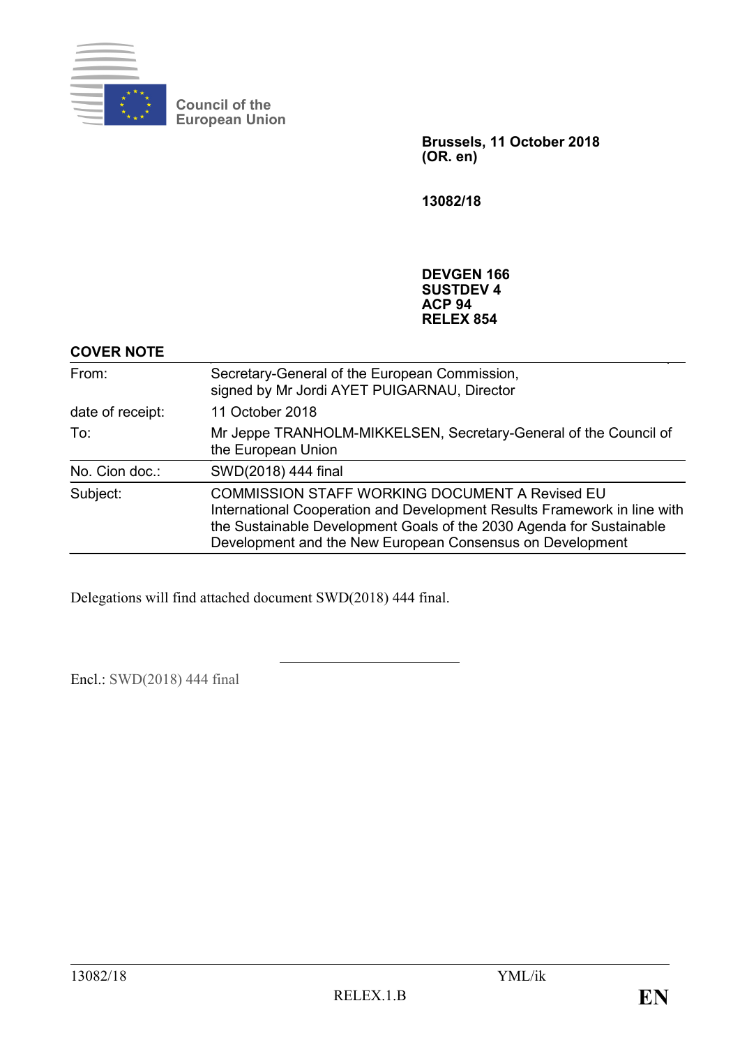Council of the European Union

**Brussels, 11 October 2018**
**(OR. en)**

**13082/18**

**DEVGEN 166**
**SUSTDEV 4**
**ACP 94**
**RELEX 854**

**COVER NOTE**

| | |
|---|---|
| From: | Secretary-General of the European Commission, signed by Mr Jordi AYET PUIGARNAU, Director |
| date of receipt: | 11 October 2018 |
| To: | Mr Jeppe TRANHOLM-MIKKELSEN, Secretary-General of the Council of the European Union |
| No. Cion doc.: | SWD(2018) 444 final |
| Subject: | COMMISSION STAFF WORKING DOCUMENT A Revised EU International Cooperation and Development Results Framework in line with the Sustainable Development Goals of the 2030 Agenda for Sustainable Development and the New European Consensus on Development |

Delegations will find attached document SWD(2018) 444 final.

---

Encl.: SWD(2018) 444 final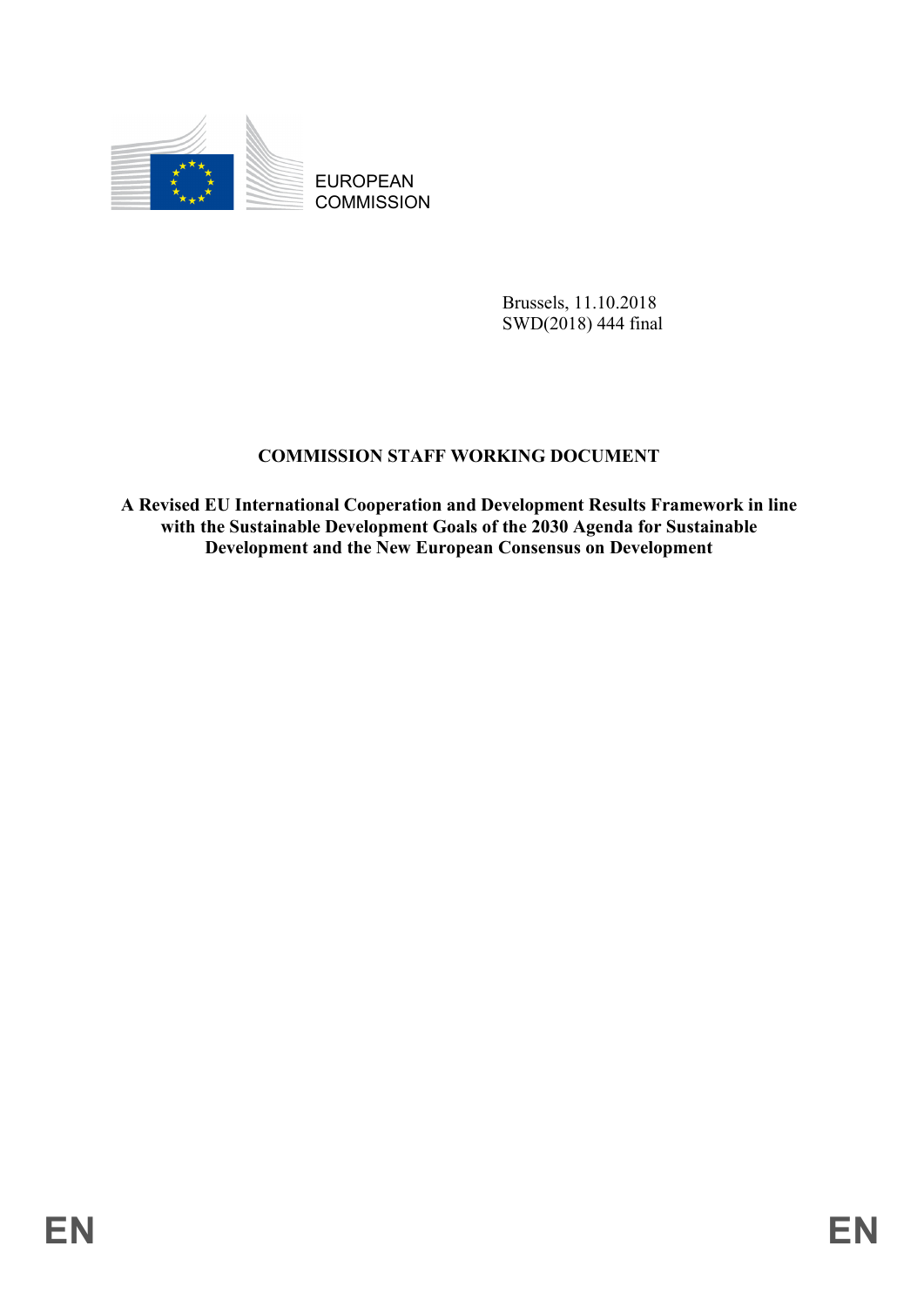EUROPEAN COMMISSION

Brussels, 11.10.2018
SWD(2018) 444 final

**COMMISSION STAFF WORKING DOCUMENT**

**A Revised EU International Cooperation and Development Results Framework in line with the Sustainable Development Goals of the 2030 Agenda for Sustainable Development and the New European Consensus on Development**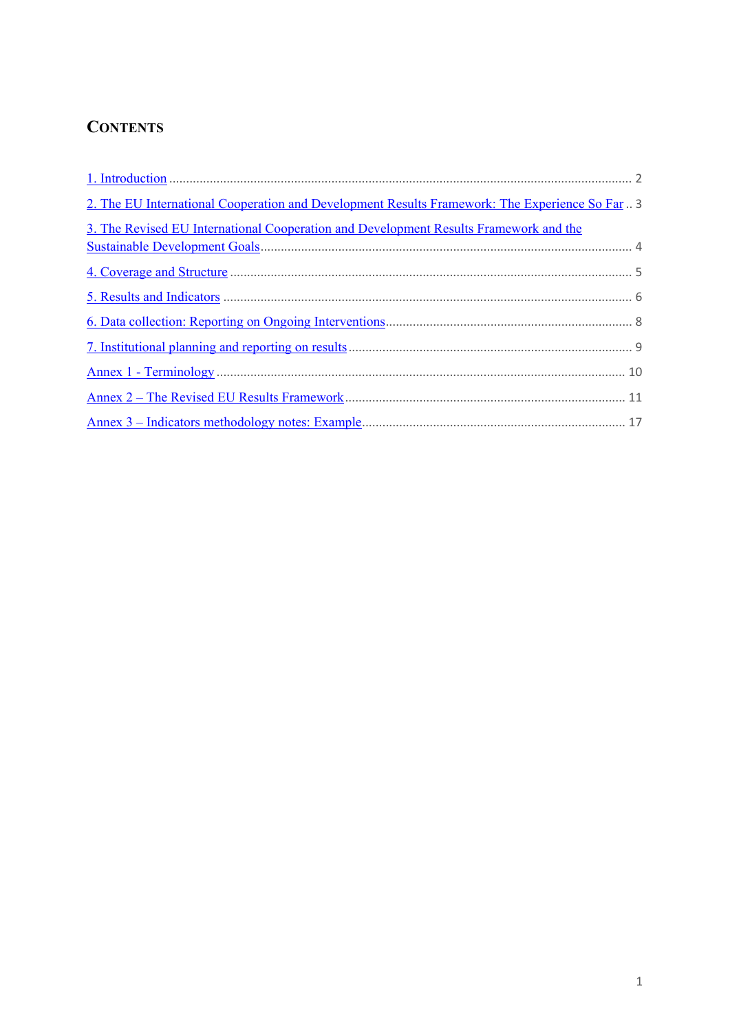# CONTENTS

1. Introduction ........ 2
2. The EU International Cooperation and Development Results Framework: The Experience So Far .. 3
3. The Revised EU International Cooperation and Development Results Framework and the Sustainable Development Goals ........ 4
4. Coverage and Structure ........ 5
5. Results and Indicators ........ 6
6. Data collection: Reporting on Ongoing Interventions ........ 8
7. Institutional planning and reporting on results ........ 9

Annex 1 - Terminology ........ 10

Annex 2 – The Revised EU Results Framework ........ 11

Annex 3 – Indicators methodology notes: Example ........ 17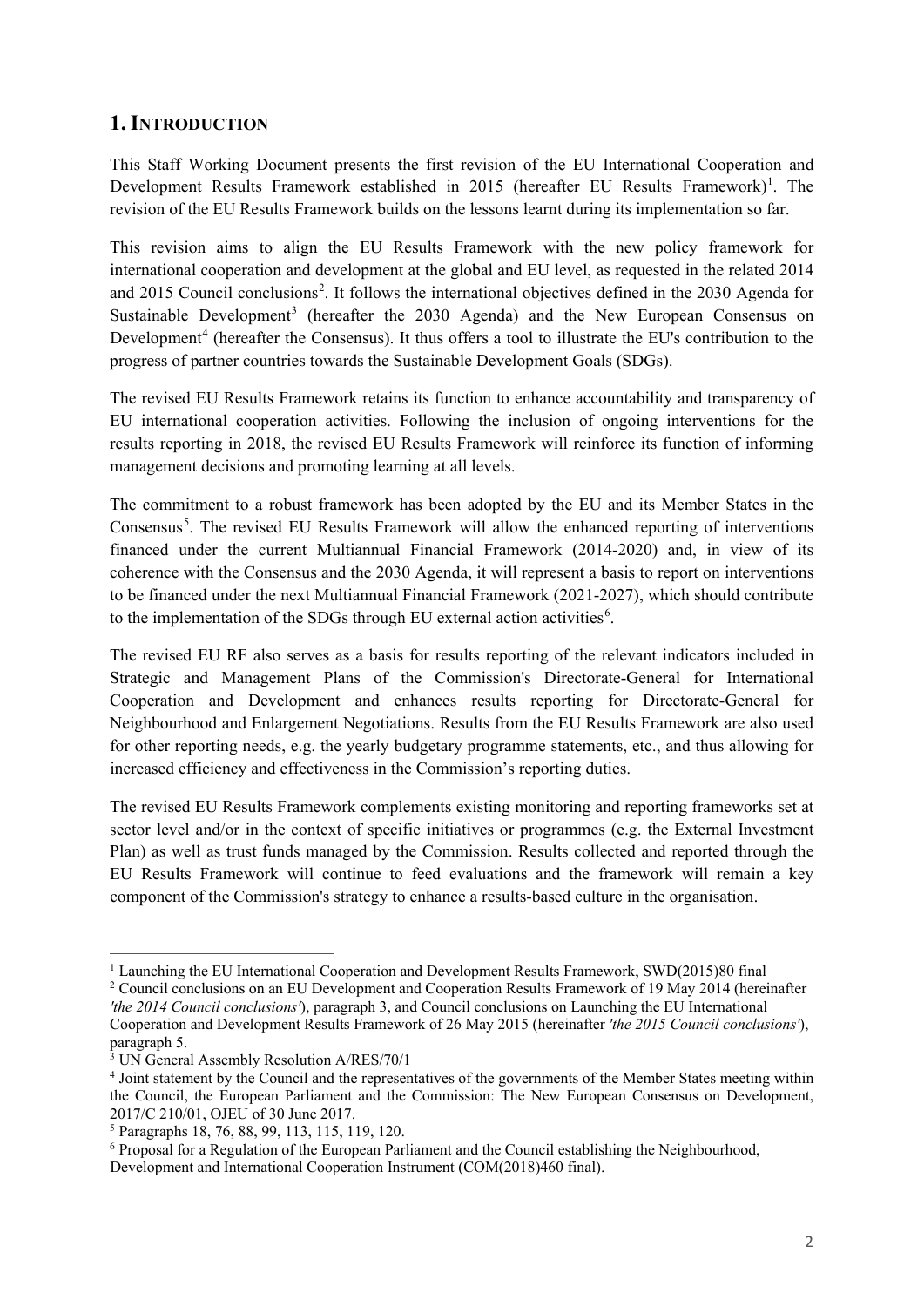## 1. INTRODUCTION

This Staff Working Document presents the first revision of the EU International Cooperation and Development Results Framework established in 2015 (hereafter EU Results Framework)[1]. The revision of the EU Results Framework builds on the lessons learnt during its implementation so far.

This revision aims to align the EU Results Framework with the new policy framework for international cooperation and development at the global and EU level, as requested in the related 2014 and 2015 Council conclusions[2]. It follows the international objectives defined in the 2030 Agenda for Sustainable Development[3] (hereafter the 2030 Agenda) and the New European Consensus on Development[4] (hereafter the Consensus). It thus offers a tool to illustrate the EU's contribution to the progress of partner countries towards the Sustainable Development Goals (SDGs).

The revised EU Results Framework retains its function to enhance accountability and transparency of EU international cooperation activities. Following the inclusion of ongoing interventions for the results reporting in 2018, the revised EU Results Framework will reinforce its function of informing management decisions and promoting learning at all levels.

The commitment to a robust framework has been adopted by the EU and its Member States in the Consensus[5]. The revised EU Results Framework will allow the enhanced reporting of interventions financed under the current Multiannual Financial Framework (2014-2020) and, in view of its coherence with the Consensus and the 2030 Agenda, it will represent a basis to report on interventions to be financed under the next Multiannual Financial Framework (2021-2027), which should contribute to the implementation of the SDGs through EU external action activities[6].

The revised EU RF also serves as a basis for results reporting of the relevant indicators included in Strategic and Management Plans of the Commission's Directorate-General for International Cooperation and Development and enhances results reporting for Directorate-General for Neighbourhood and Enlargement Negotiations. Results from the EU Results Framework are also used for other reporting needs, e.g. the yearly budgetary programme statements, etc., and thus allowing for increased efficiency and effectiveness in the Commission's reporting duties.

The revised EU Results Framework complements existing monitoring and reporting frameworks set at sector level and/or in the context of specific initiatives or programmes (e.g. the External Investment Plan) as well as trust funds managed by the Commission. Results collected and reported through the EU Results Framework will continue to feed evaluations and the framework will remain a key component of the Commission's strategy to enhance a results-based culture in the organisation.

---

[1] Launching the EU International Cooperation and Development Results Framework, SWD(2015)80 final

[2] Council conclusions on an EU Development and Cooperation Results Framework of 19 May 2014 (hereinafter *'the 2014 Council conclusions'*), paragraph 3, and Council conclusions on Launching the EU International Cooperation and Development Results Framework of 26 May 2015 (hereinafter *'the 2015 Council conclusions'*), paragraph 5.

[3] UN General Assembly Resolution A/RES/70/1

[4] Joint statement by the Council and the representatives of the governments of the Member States meeting within the Council, the European Parliament and the Commission: The New European Consensus on Development, 2017/C 210/01, OJEU of 30 June 2017.

[5] Paragraphs 18, 76, 88, 99, 113, 115, 119, 120.

[6] Proposal for a Regulation of the European Parliament and the Council establishing the Neighbourhood, Development and International Cooperation Instrument (COM(2018)460 final).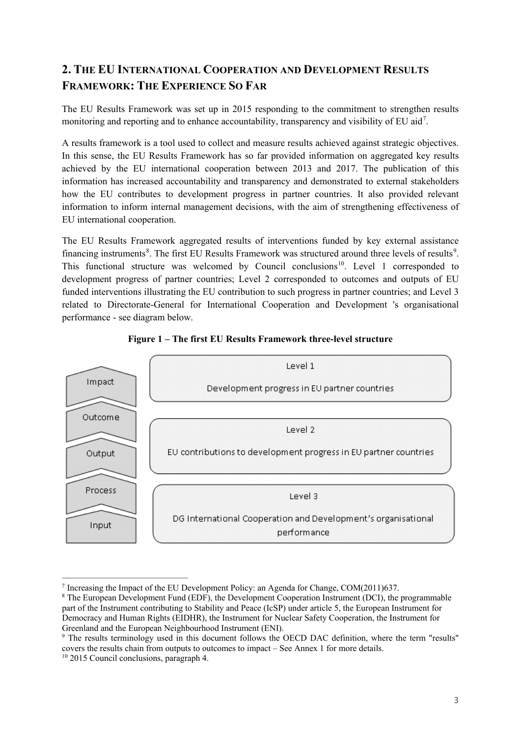## 2. THE EU INTERNATIONAL COOPERATION AND DEVELOPMENT RESULTS FRAMEWORK: THE EXPERIENCE SO FAR

The EU Results Framework was set up in 2015 responding to the commitment to strengthen results monitoring and reporting and to enhance accountability, transparency and visibility of EU aid[7].

A results framework is a tool used to collect and measure results achieved against strategic objectives. In this sense, the EU Results Framework has so far provided information on aggregated key results achieved by the EU international cooperation between 2013 and 2017. The publication of this information has increased accountability and transparency and demonstrated to external stakeholders how the EU contributes to development progress in partner countries. It also provided relevant information to inform internal management decisions, with the aim of strengthening effectiveness of EU international cooperation.

The EU Results Framework aggregated results of interventions funded by key external assistance financing instruments[8]. The first EU Results Framework was structured around three levels of results[9]. This functional structure was welcomed by Council conclusions[10]. Level 1 corresponded to development progress of partner countries; Level 2 corresponded to outcomes and outputs of EU funded interventions illustrating the EU contribution to such progress in partner countries; and Level 3 related to Directorate-General for International Cooperation and Development 's organisational performance - see diagram below.

**Figure 1 – The first EU Results Framework three-level structure**

| Results chain | Level |
|---|---|
| Impact | Level 1<br>Development progress in EU partner countries |
| Outcome<br>Output | Level 2<br>EU contributions to development progress in EU partner countries |
| Process<br>Input | Level 3<br>DG International Cooperation and Development's organisational performance |

[7] Increasing the Impact of the EU Development Policy: an Agenda for Change, COM(2011)637.

[8] The European Development Fund (EDF), the Development Cooperation Instrument (DCI), the programmable part of the Instrument contributing to Stability and Peace (IcSP) under article 5, the European Instrument for Democracy and Human Rights (EIDHR), the Instrument for Nuclear Safety Cooperation, the Instrument for Greenland and the European Neighbourhood Instrument (ENI).

[9] The results terminology used in this document follows the OECD DAC definition, where the term "results" covers the results chain from outputs to outcomes to impact – See Annex 1 for more details.

[10] 2015 Council conclusions, paragraph 4.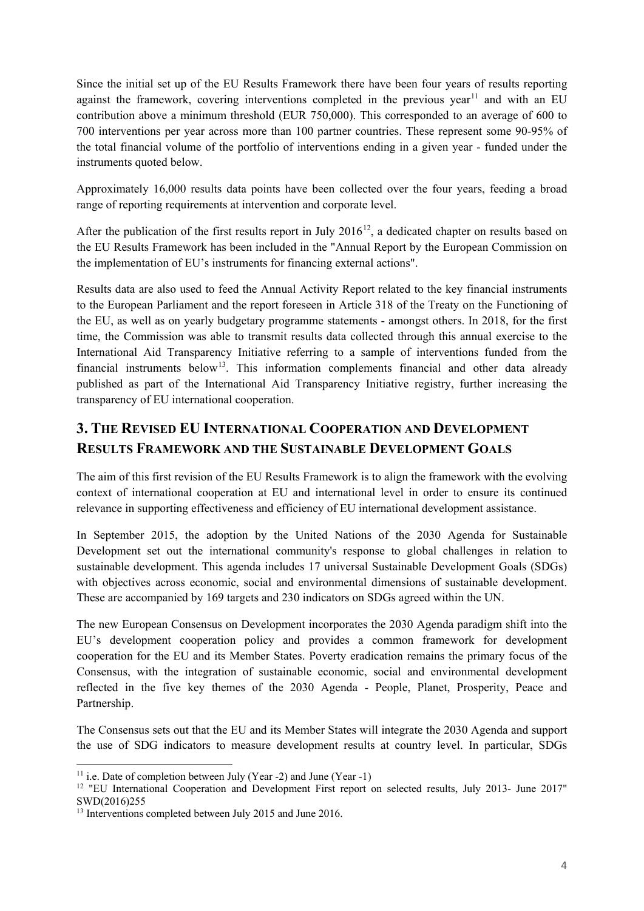Since the initial set up of the EU Results Framework there have been four years of results reporting against the framework, covering interventions completed in the previous year[11] and with an EU contribution above a minimum threshold (EUR 750,000). This corresponded to an average of 600 to 700 interventions per year across more than 100 partner countries. These represent some 90-95% of the total financial volume of the portfolio of interventions ending in a given year - funded under the instruments quoted below.

Approximately 16,000 results data points have been collected over the four years, feeding a broad range of reporting requirements at intervention and corporate level.

After the publication of the first results report in July 2016[12], a dedicated chapter on results based on the EU Results Framework has been included in the "Annual Report by the European Commission on the implementation of EU's instruments for financing external actions".

Results data are also used to feed the Annual Activity Report related to the key financial instruments to the European Parliament and the report foreseen in Article 318 of the Treaty on the Functioning of the EU, as well as on yearly budgetary programme statements - amongst others. In 2018, for the first time, the Commission was able to transmit results data collected through this annual exercise to the International Aid Transparency Initiative referring to a sample of interventions funded from the financial instruments below[13]. This information complements financial and other data already published as part of the International Aid Transparency Initiative registry, further increasing the transparency of EU international cooperation.

## 3. The Revised EU International Cooperation and Development Results Framework and the Sustainable Development Goals

The aim of this first revision of the EU Results Framework is to align the framework with the evolving context of international cooperation at EU and international level in order to ensure its continued relevance in supporting effectiveness and efficiency of EU international development assistance.

In September 2015, the adoption by the United Nations of the 2030 Agenda for Sustainable Development set out the international community's response to global challenges in relation to sustainable development. This agenda includes 17 universal Sustainable Development Goals (SDGs) with objectives across economic, social and environmental dimensions of sustainable development. These are accompanied by 169 targets and 230 indicators on SDGs agreed within the UN.

The new European Consensus on Development incorporates the 2030 Agenda paradigm shift into the EU's development cooperation policy and provides a common framework for development cooperation for the EU and its Member States. Poverty eradication remains the primary focus of the Consensus, with the integration of sustainable economic, social and environmental development reflected in the five key themes of the 2030 Agenda - People, Planet, Prosperity, Peace and Partnership.

The Consensus sets out that the EU and its Member States will integrate the 2030 Agenda and support the use of SDG indicators to measure development results at country level. In particular, SDGs

---

[11] i.e. Date of completion between July (Year -2) and June (Year -1)

[12] "EU International Cooperation and Development First report on selected results, July 2013- June 2017" SWD(2016)255

[13] Interventions completed between July 2015 and June 2016.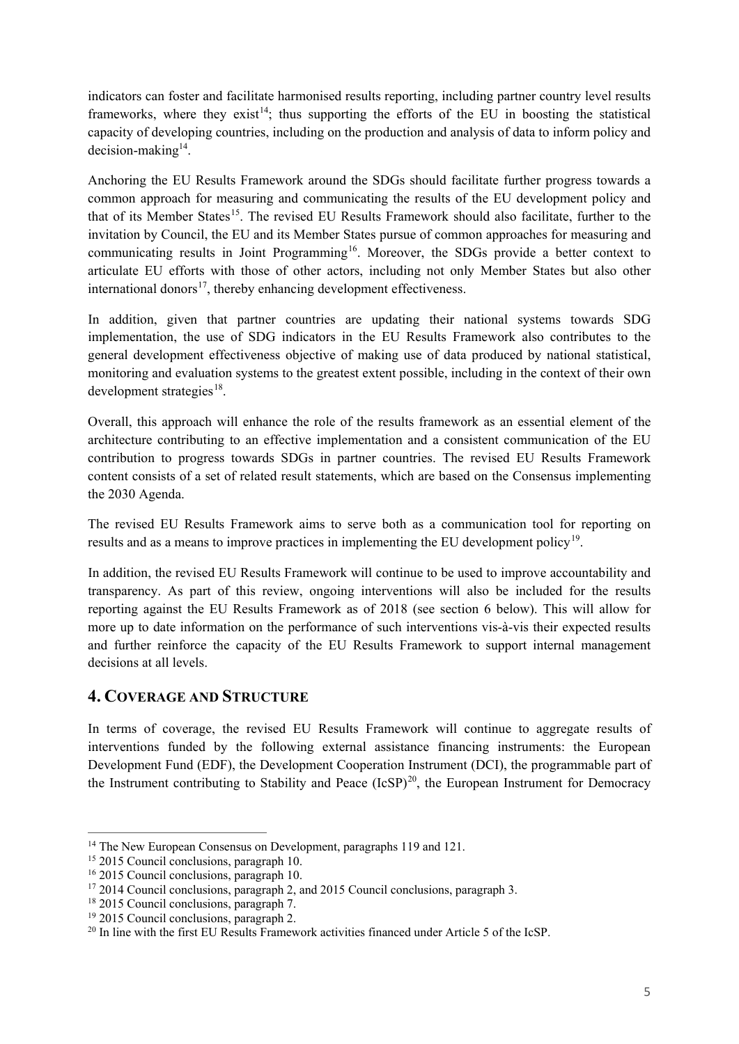indicators can foster and facilitate harmonised results reporting, including partner country level results frameworks, where they exist[14]; thus supporting the efforts of the EU in boosting the statistical capacity of developing countries, including on the production and analysis of data to inform policy and decision-making[14].

Anchoring the EU Results Framework around the SDGs should facilitate further progress towards a common approach for measuring and communicating the results of the EU development policy and that of its Member States[15]. The revised EU Results Framework should also facilitate, further to the invitation by Council, the EU and its Member States pursue of common approaches for measuring and communicating results in Joint Programming[16]. Moreover, the SDGs provide a better context to articulate EU efforts with those of other actors, including not only Member States but also other international donors[17], thereby enhancing development effectiveness.

In addition, given that partner countries are updating their national systems towards SDG implementation, the use of SDG indicators in the EU Results Framework also contributes to the general development effectiveness objective of making use of data produced by national statistical, monitoring and evaluation systems to the greatest extent possible, including in the context of their own development strategies[18].

Overall, this approach will enhance the role of the results framework as an essential element of the architecture contributing to an effective implementation and a consistent communication of the EU contribution to progress towards SDGs in partner countries. The revised EU Results Framework content consists of a set of related result statements, which are based on the Consensus implementing the 2030 Agenda.

The revised EU Results Framework aims to serve both as a communication tool for reporting on results and as a means to improve practices in implementing the EU development policy[19].

In addition, the revised EU Results Framework will continue to be used to improve accountability and transparency. As part of this review, ongoing interventions will also be included for the results reporting against the EU Results Framework as of 2018 (see section 6 below). This will allow for more up to date information on the performance of such interventions vis-à-vis their expected results and further reinforce the capacity of the EU Results Framework to support internal management decisions at all levels.

## 4. Coverage and Structure

In terms of coverage, the revised EU Results Framework will continue to aggregate results of interventions funded by the following external assistance financing instruments: the European Development Fund (EDF), the Development Cooperation Instrument (DCI), the programmable part of the Instrument contributing to Stability and Peace (IcSP)[20], the European Instrument for Democracy

---

[14] The New European Consensus on Development, paragraphs 119 and 121.

[15] 2015 Council conclusions, paragraph 10.

[16] 2015 Council conclusions, paragraph 10.

[17] 2014 Council conclusions, paragraph 2, and 2015 Council conclusions, paragraph 3.

[18] 2015 Council conclusions, paragraph 7.

[19] 2015 Council conclusions, paragraph 2.

[20] In line with the first EU Results Framework activities financed under Article 5 of the IcSP.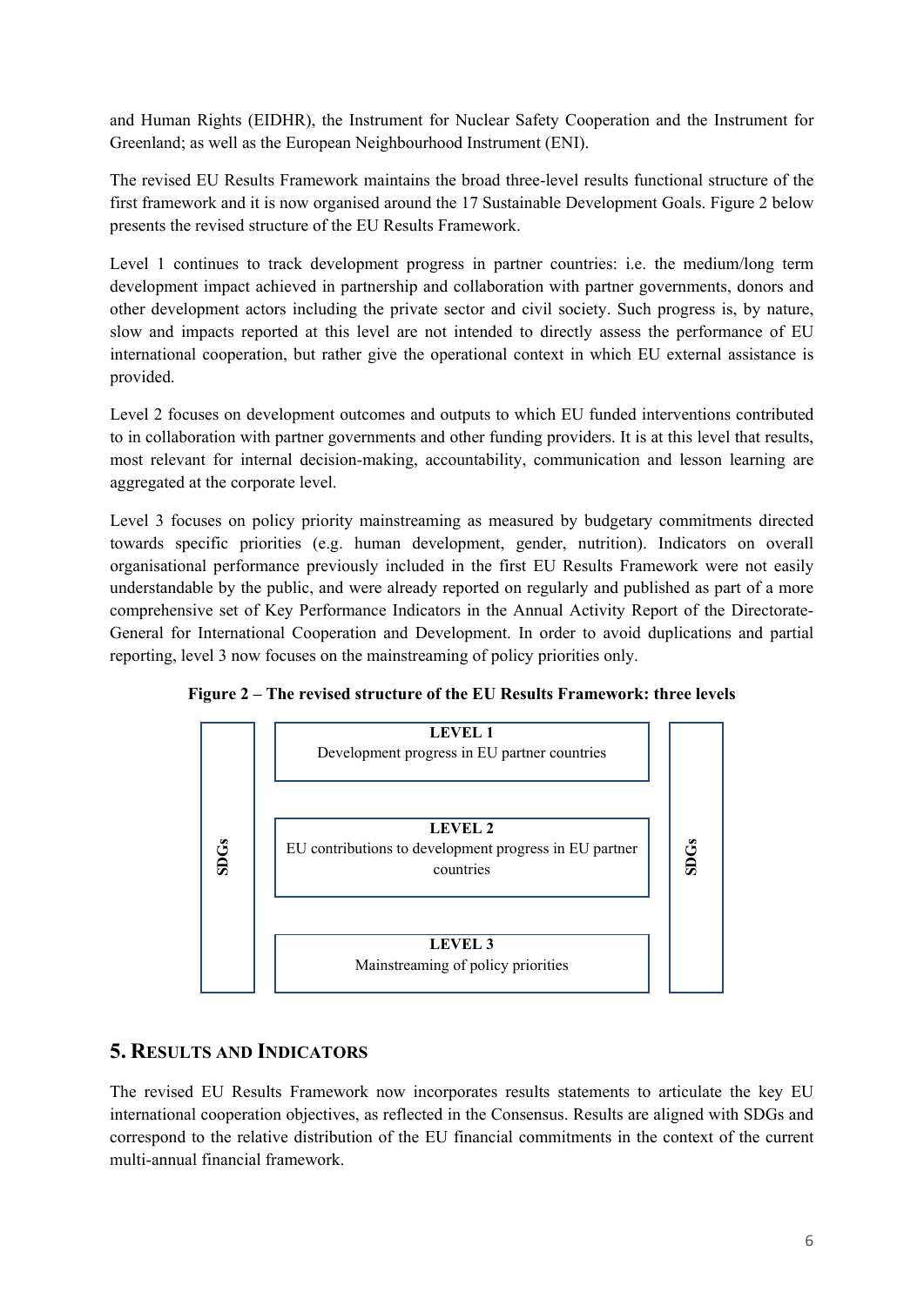and Human Rights (EIDHR), the Instrument for Nuclear Safety Cooperation and the Instrument for Greenland; as well as the European Neighbourhood Instrument (ENI).

The revised EU Results Framework maintains the broad three-level results functional structure of the first framework and it is now organised around the 17 Sustainable Development Goals. Figure 2 below presents the revised structure of the EU Results Framework.

Level 1 continues to track development progress in partner countries: i.e. the medium/long term development impact achieved in partnership and collaboration with partner governments, donors and other development actors including the private sector and civil society. Such progress is, by nature, slow and impacts reported at this level are not intended to directly assess the performance of EU international cooperation, but rather give the operational context in which EU external assistance is provided.

Level 2 focuses on development outcomes and outputs to which EU funded interventions contributed to in collaboration with partner governments and other funding providers. It is at this level that results, most relevant for internal decision-making, accountability, communication and lesson learning are aggregated at the corporate level.

Level 3 focuses on policy priority mainstreaming as measured by budgetary commitments directed towards specific priorities (e.g. human development, gender, nutrition). Indicators on overall organisational performance previously included in the first EU Results Framework were not easily understandable by the public, and were already reported on regularly and published as part of a more comprehensive set of Key Performance Indicators in the Annual Activity Report of the Directorate-General for International Cooperation and Development. In order to avoid duplications and partial reporting, level 3 now focuses on the mainstreaming of policy priorities only.

**Figure 2 – The revised structure of the EU Results Framework: three levels**

| SDGs | | SDGs |
|---|---|---|
| | **LEVEL 1**<br>Development progress in EU partner countries | |
| | **LEVEL 2**<br>EU contributions to development progress in EU partner countries | |
| | **LEVEL 3**<br>Mainstreaming of policy priorities | |

## 5. Results and Indicators

The revised EU Results Framework now incorporates results statements to articulate the key EU international cooperation objectives, as reflected in the Consensus. Results are aligned with SDGs and correspond to the relative distribution of the EU financial commitments in the context of the current multi-annual financial framework.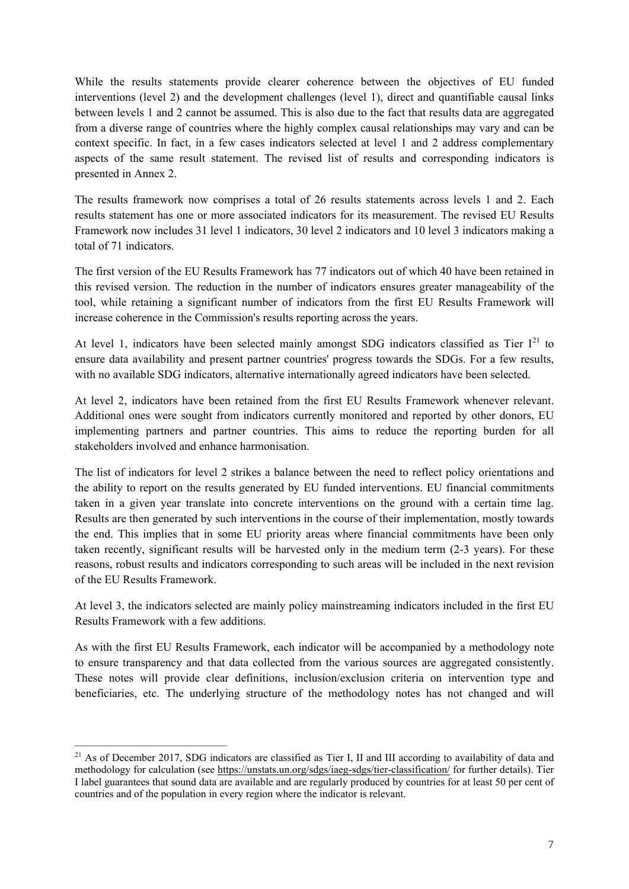While the results statements provide clearer coherence between the objectives of EU funded interventions (level 2) and the development challenges (level 1), direct and quantifiable causal links between levels 1 and 2 cannot be assumed. This is also due to the fact that results data are aggregated from a diverse range of countries where the highly complex causal relationships may vary and can be context specific. In fact, in a few cases indicators selected at level 1 and 2 address complementary aspects of the same result statement. The revised list of results and corresponding indicators is presented in Annex 2.

The results framework now comprises a total of 26 results statements across levels 1 and 2. Each results statement has one or more associated indicators for its measurement. The revised EU Results Framework now includes 31 level 1 indicators, 30 level 2 indicators and 10 level 3 indicators making a total of 71 indicators.

The first version of the EU Results Framework has 77 indicators out of which 40 have been retained in this revised version. The reduction in the number of indicators ensures greater manageability of the tool, while retaining a significant number of indicators from the first EU Results Framework will increase coherence in the Commission's results reporting across the years.

At level 1, indicators have been selected mainly amongst SDG indicators classified as Tier I[21] to ensure data availability and present partner countries' progress towards the SDGs. For a few results, with no available SDG indicators, alternative internationally agreed indicators have been selected.

At level 2, indicators have been retained from the first EU Results Framework whenever relevant. Additional ones were sought from indicators currently monitored and reported by other donors, EU implementing partners and partner countries. This aims to reduce the reporting burden for all stakeholders involved and enhance harmonisation.

The list of indicators for level 2 strikes a balance between the need to reflect policy orientations and the ability to report on the results generated by EU funded interventions. EU financial commitments taken in a given year translate into concrete interventions on the ground with a certain time lag. Results are then generated by such interventions in the course of their implementation, mostly towards the end. This implies that in some EU priority areas where financial commitments have been only taken recently, significant results will be harvested only in the medium term (2-3 years). For these reasons, robust results and indicators corresponding to such areas will be included in the next revision of the EU Results Framework.

At level 3, the indicators selected are mainly policy mainstreaming indicators included in the first EU Results Framework with a few additions.

As with the first EU Results Framework, each indicator will be accompanied by a methodology note to ensure transparency and that data collected from the various sources are aggregated consistently. These notes will provide clear definitions, inclusion/exclusion criteria on intervention type and beneficiaries, etc. The underlying structure of the methodology notes has not changed and will

---

[21] As of December 2017, SDG indicators are classified as Tier I, II and III according to availability of data and methodology for calculation (see https://unstats.un.org/sdgs/iaeg-sdgs/tier-classification/ for further details). Tier I label guarantees that sound data are available and are regularly produced by countries for at least 50 per cent of countries and of the population in every region where the indicator is relevant.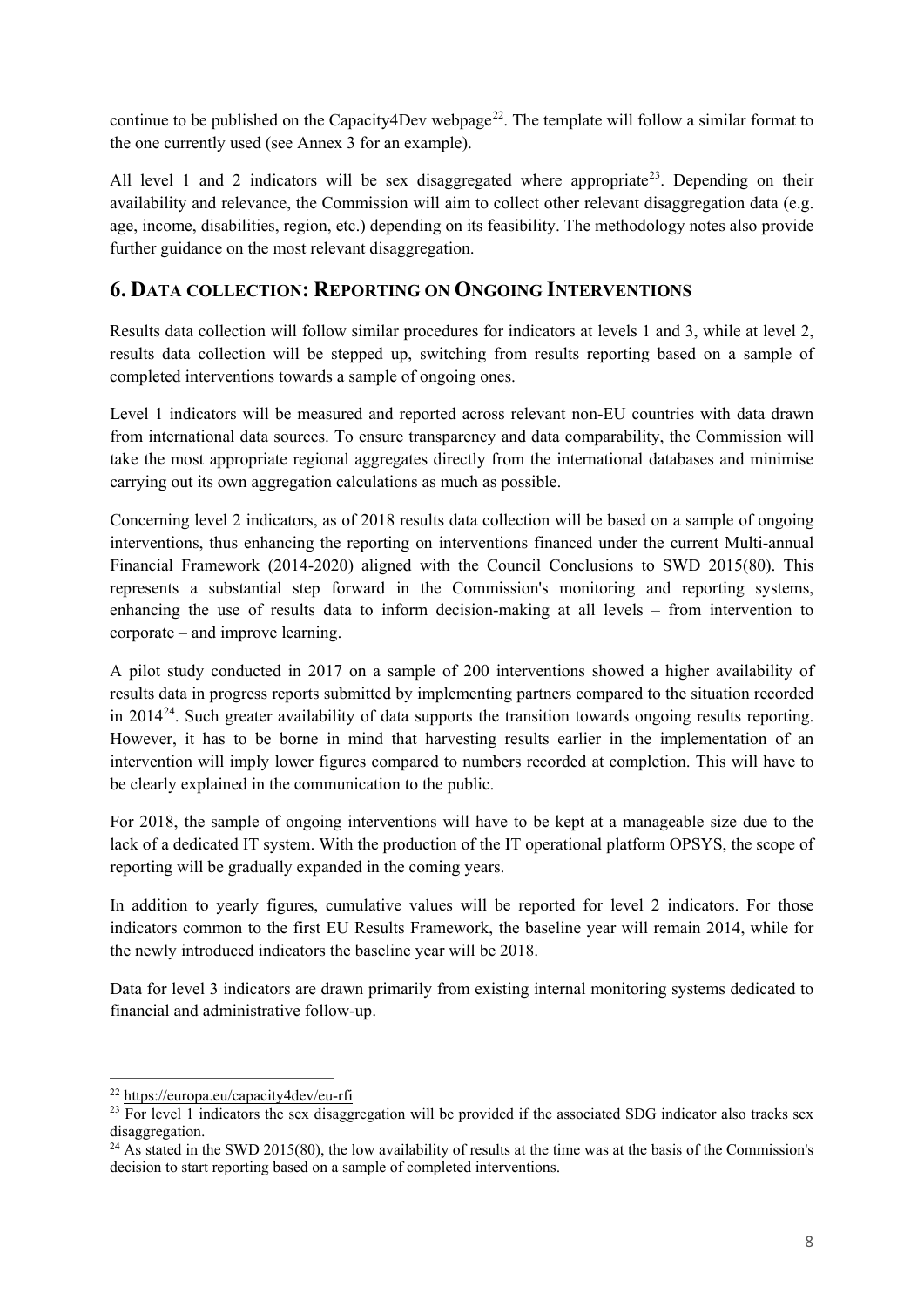continue to be published on the Capacity4Dev webpage[22]. The template will follow a similar format to the one currently used (see Annex 3 for an example).

All level 1 and 2 indicators will be sex disaggregated where appropriate[23]. Depending on their availability and relevance, the Commission will aim to collect other relevant disaggregation data (e.g. age, income, disabilities, region, etc.) depending on its feasibility. The methodology notes also provide further guidance on the most relevant disaggregation.

## 6. Data collection: Reporting on Ongoing Interventions

Results data collection will follow similar procedures for indicators at levels 1 and 3, while at level 2, results data collection will be stepped up, switching from results reporting based on a sample of completed interventions towards a sample of ongoing ones.

Level 1 indicators will be measured and reported across relevant non-EU countries with data drawn from international data sources. To ensure transparency and data comparability, the Commission will take the most appropriate regional aggregates directly from the international databases and minimise carrying out its own aggregation calculations as much as possible.

Concerning level 2 indicators, as of 2018 results data collection will be based on a sample of ongoing interventions, thus enhancing the reporting on interventions financed under the current Multi-annual Financial Framework (2014-2020) aligned with the Council Conclusions to SWD 2015(80). This represents a substantial step forward in the Commission's monitoring and reporting systems, enhancing the use of results data to inform decision-making at all levels – from intervention to corporate – and improve learning.

A pilot study conducted in 2017 on a sample of 200 interventions showed a higher availability of results data in progress reports submitted by implementing partners compared to the situation recorded in 2014[24]. Such greater availability of data supports the transition towards ongoing results reporting. However, it has to be borne in mind that harvesting results earlier in the implementation of an intervention will imply lower figures compared to numbers recorded at completion. This will have to be clearly explained in the communication to the public.

For 2018, the sample of ongoing interventions will have to be kept at a manageable size due to the lack of a dedicated IT system. With the production of the IT operational platform OPSYS, the scope of reporting will be gradually expanded in the coming years.

In addition to yearly figures, cumulative values will be reported for level 2 indicators. For those indicators common to the first EU Results Framework, the baseline year will remain 2014, while for the newly introduced indicators the baseline year will be 2018.

Data for level 3 indicators are drawn primarily from existing internal monitoring systems dedicated to financial and administrative follow-up.

---

[22] https://europa.eu/capacity4dev/eu-rfi

[23] For level 1 indicators the sex disaggregation will be provided if the associated SDG indicator also tracks sex disaggregation.

[24] As stated in the SWD 2015(80), the low availability of results at the time was at the basis of the Commission's decision to start reporting based on a sample of completed interventions.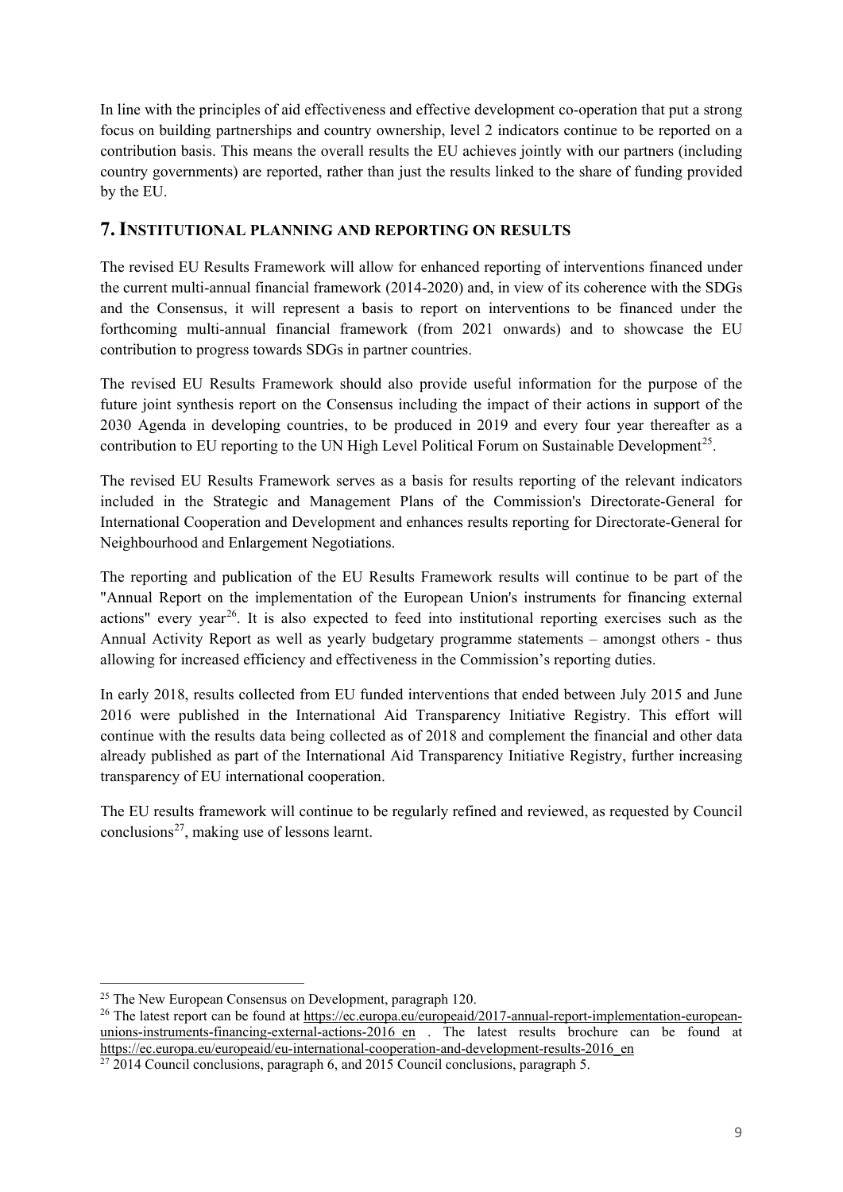In line with the principles of aid effectiveness and effective development co-operation that put a strong focus on building partnerships and country ownership, level 2 indicators continue to be reported on a contribution basis. This means the overall results the EU achieves jointly with our partners (including country governments) are reported, rather than just the results linked to the share of funding provided by the EU.

## 7. INSTITUTIONAL PLANNING AND REPORTING ON RESULTS

The revised EU Results Framework will allow for enhanced reporting of interventions financed under the current multi-annual financial framework (2014-2020) and, in view of its coherence with the SDGs and the Consensus, it will represent a basis to report on interventions to be financed under the forthcoming multi-annual financial framework (from 2021 onwards) and to showcase the EU contribution to progress towards SDGs in partner countries.

The revised EU Results Framework should also provide useful information for the purpose of the future joint synthesis report on the Consensus including the impact of their actions in support of the 2030 Agenda in developing countries, to be produced in 2019 and every four year thereafter as a contribution to EU reporting to the UN High Level Political Forum on Sustainable Development[25].

The revised EU Results Framework serves as a basis for results reporting of the relevant indicators included in the Strategic and Management Plans of the Commission's Directorate-General for International Cooperation and Development and enhances results reporting for Directorate-General for Neighbourhood and Enlargement Negotiations.

The reporting and publication of the EU Results Framework results will continue to be part of the "Annual Report on the implementation of the European Union's instruments for financing external actions" every year[26]. It is also expected to feed into institutional reporting exercises such as the Annual Activity Report as well as yearly budgetary programme statements – amongst others - thus allowing for increased efficiency and effectiveness in the Commission's reporting duties.

In early 2018, results collected from EU funded interventions that ended between July 2015 and June 2016 were published in the International Aid Transparency Initiative Registry. This effort will continue with the results data being collected as of 2018 and complement the financial and other data already published as part of the International Aid Transparency Initiative Registry, further increasing transparency of EU international cooperation.

The EU results framework will continue to be regularly refined and reviewed, as requested by Council conclusions[27], making use of lessons learnt.

---

[25] The New European Consensus on Development, paragraph 120.

[26] The latest report can be found at https://ec.europa.eu/europeaid/2017-annual-report-implementation-european-unions-instruments-financing-external-actions-2016_en . The latest results brochure can be found at https://ec.europa.eu/europeaid/eu-international-cooperation-and-development-results-2016_en

[27] 2014 Council conclusions, paragraph 6, and 2015 Council conclusions, paragraph 5.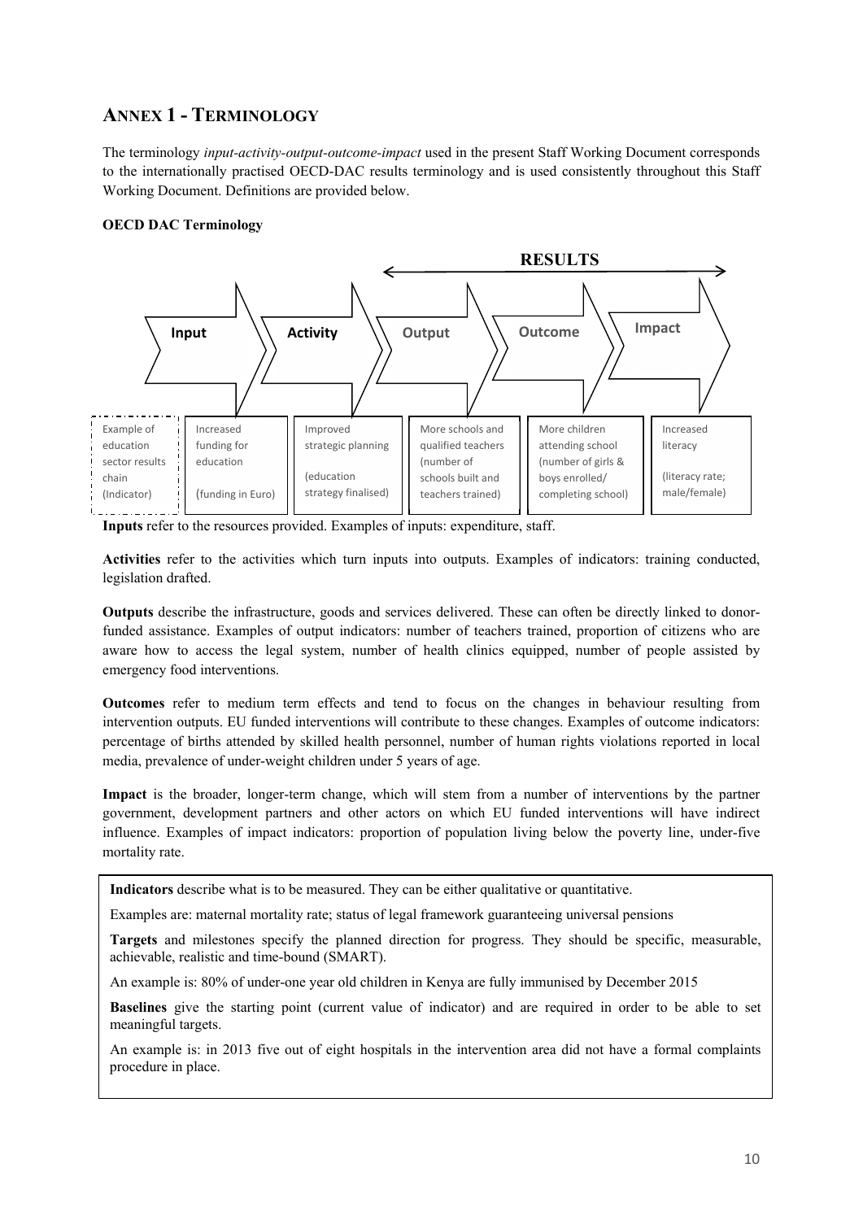## ANNEX 1 - TERMINOLOGY

The terminology *input-activity-output-outcome-impact* used in the present Staff Working Document corresponds to the internationally practised OECD-DAC results terminology and is used consistently throughout this Staff Working Document. Definitions are provided below.

**OECD DAC Terminology**

**RESULTS** (Output → Outcome → Impact)

| | Input | Activity | Output | Outcome | Impact |
|---|---|---|---|---|---|
| Example of education sector results chain (Indicator) | Increased funding for education (funding in Euro) | Improved strategic planning (education strategy finalised) | More schools and qualified teachers (number of schools built and teachers trained) | More children attending school (number of girls & boys enrolled/ completing school) | Increased literacy (literacy rate; male/female) |

**Inputs** refer to the resources provided. Examples of inputs: expenditure, staff.

**Activities** refer to the activities which turn inputs into outputs. Examples of indicators: training conducted, legislation drafted.

**Outputs** describe the infrastructure, goods and services delivered. These can often be directly linked to donor-funded assistance. Examples of output indicators: number of teachers trained, proportion of citizens who are aware how to access the legal system, number of health clinics equipped, number of people assisted by emergency food interventions.

**Outcomes** refer to medium term effects and tend to focus on the changes in behaviour resulting from intervention outputs. EU funded interventions will contribute to these changes. Examples of outcome indicators: percentage of births attended by skilled health personnel, number of human rights violations reported in local media, prevalence of under-weight children under 5 years of age.

**Impact** is the broader, longer-term change, which will stem from a number of interventions by the partner government, development partners and other actors on which EU funded interventions will have indirect influence. Examples of impact indicators: proportion of population living below the poverty line, under-five mortality rate.

**Indicators** describe what is to be measured. They can be either qualitative or quantitative.

Examples are: maternal mortality rate; status of legal framework guaranteeing universal pensions

**Targets** and milestones specify the planned direction for progress. They should be specific, measurable, achievable, realistic and time-bound (SMART).

An example is: 80% of under-one year old children in Kenya are fully immunised by December 2015

**Baselines** give the starting point (current value of indicator) and are required in order to be able to set meaningful targets.

An example is: in 2013 five out of eight hospitals in the intervention area did not have a formal complaints procedure in place.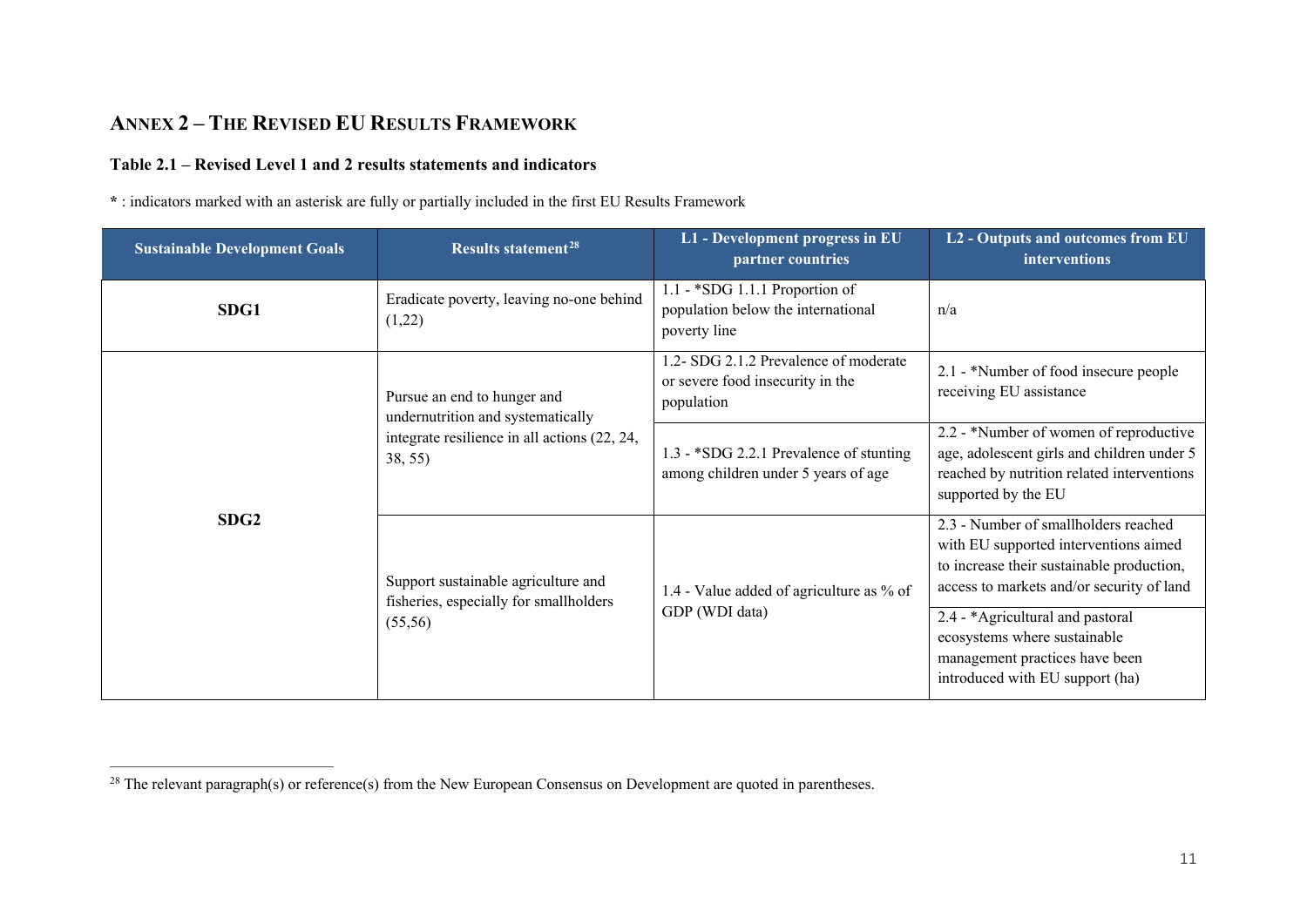## ANNEX 2 – THE REVISED EU RESULTS FRAMEWORK

### Table 2.1 – Revised Level 1 and 2 results statements and indicators

**\*** : indicators marked with an asterisk are fully or partially included in the first EU Results Framework

| Sustainable Development Goals | Results statement[28] | L1 - Development progress in EU partner countries | L2 - Outputs and outcomes from EU interventions |
|---|---|---|---|
| **SDG1** | Eradicate poverty, leaving no-one behind (1,22) | 1.1 - *SDG 1.1.1 Proportion of population below the international poverty line | n/a |
| **SDG2** | Pursue an end to hunger and undernutrition and systematically integrate resilience in all actions (22, 24, 38, 55) | 1.2- SDG 2.1.2 Prevalence of moderate or severe food insecurity in the population | 2.1 - *Number of food insecure people receiving EU assistance |
| | | 1.3 - *SDG 2.2.1 Prevalence of stunting among children under 5 years of age | 2.2 - *Number of women of reproductive age, adolescent girls and children under 5 reached by nutrition related interventions supported by the EU |
| | Support sustainable agriculture and fisheries, especially for smallholders (55,56) | 1.4 - Value added of agriculture as % of GDP (WDI data) | 2.3 - Number of smallholders reached with EU supported interventions aimed to increase their sustainable production, access to markets and/or security of land |
| | | | 2.4 - *Agricultural and pastoral ecosystems where sustainable management practices have been introduced with EU support (ha) |

[28] The relevant paragraph(s) or reference(s) from the New European Consensus on Development are quoted in parentheses.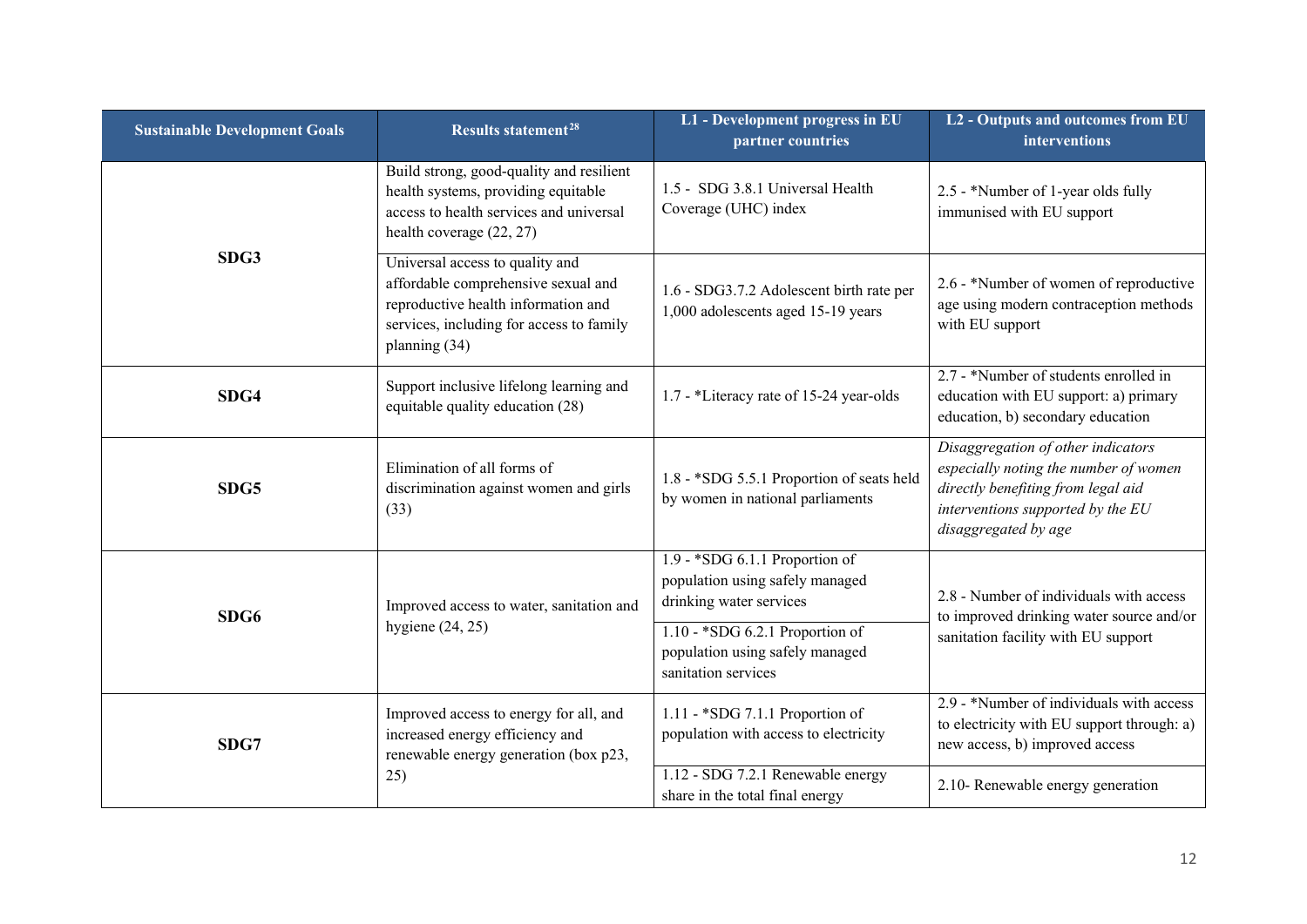| Sustainable Development Goals | Results statement[28] | L1 - Development progress in EU partner countries | L2 - Outputs and outcomes from EU interventions |
|---|---|---|---|
| SDG3 | Build strong, good-quality and resilient health systems, providing equitable access to health services and universal health coverage (22, 27) | 1.5 - SDG 3.8.1 Universal Health Coverage (UHC) index | 2.5 - *Number of 1-year olds fully immunised with EU support |
| | Universal access to quality and affordable comprehensive sexual and reproductive health information and services, including for access to family planning (34) | 1.6 - SDG3.7.2 Adolescent birth rate per 1,000 adolescents aged 15-19 years | 2.6 - *Number of women of reproductive age using modern contraception methods with EU support |
| SDG4 | Support inclusive lifelong learning and equitable quality education (28) | 1.7 - *Literacy rate of 15-24 year-olds | 2.7 - *Number of students enrolled in education with EU support: a) primary education, b) secondary education |
| SDG5 | Elimination of all forms of discrimination against women and girls (33) | 1.8 - *SDG 5.5.1 Proportion of seats held by women in national parliaments | *Disaggregation of other indicators especially noting the number of women directly benefiting from legal aid interventions supported by the EU disaggregated by age* |
| SDG6 | Improved access to water, sanitation and hygiene (24, 25) | 1.9 - *SDG 6.1.1 Proportion of population using safely managed drinking water services | 2.8 - Number of individuals with access to improved drinking water source and/or sanitation facility with EU support |
| | | 1.10 - *SDG 6.2.1 Proportion of population using safely managed sanitation services | |
| SDG7 | Improved access to energy for all, and increased energy efficiency and renewable energy generation (box p23, 25) | 1.11 - *SDG 7.1.1 Proportion of population with access to electricity | 2.9 - *Number of individuals with access to electricity with EU support through: a) new access, b) improved access |
| | | 1.12 - SDG 7.2.1 Renewable energy share in the total final energy | 2.10- Renewable energy generation |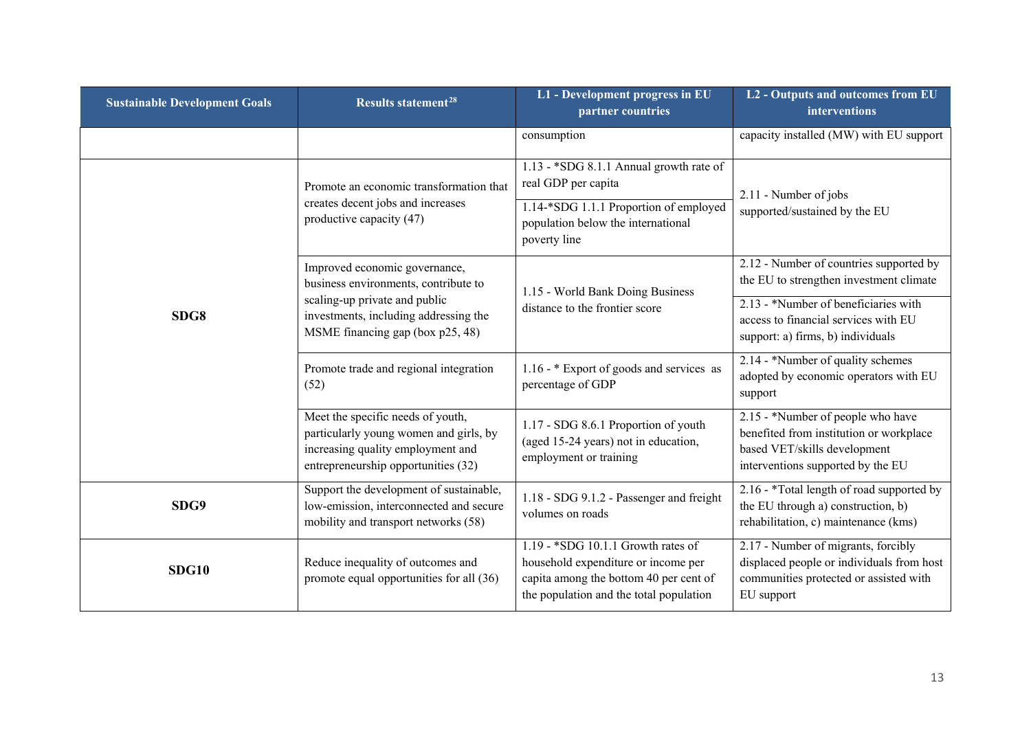| Sustainable Development Goals | Results statement[28] | L1 - Development progress in EU partner countries | L2 - Outputs and outcomes from EU interventions |
|---|---|---|---|
| | | consumption | capacity installed (MW) with EU support |
| SDG8 | Promote an economic transformation that creates decent jobs and increases productive capacity (47) | 1.13 - *SDG 8.1.1 Annual growth rate of real GDP per capita<br>1.14-*SDG 1.1.1 Proportion of employed population below the international poverty line | 2.11 - Number of jobs supported/sustained by the EU |
| | Improved economic governance, business environments, contribute to scaling-up private and public investments, including addressing the MSME financing gap (box p25, 48) | 1.15 - World Bank Doing Business distance to the frontier score | 2.12 - Number of countries supported by the EU to strengthen investment climate<br>2.13 - *Number of beneficiaries with access to financial services with EU support: a) firms, b) individuals |
| | Promote trade and regional integration (52) | 1.16 - * Export of goods and services as percentage of GDP | 2.14 - *Number of quality schemes adopted by economic operators with EU support |
| | Meet the specific needs of youth, particularly young women and girls, by increasing quality employment and entrepreneurship opportunities (32) | 1.17 - SDG 8.6.1 Proportion of youth (aged 15-24 years) not in education, employment or training | 2.15 - *Number of people who have benefited from institution or workplace based VET/skills development interventions supported by the EU |
| SDG9 | Support the development of sustainable, low-emission, interconnected and secure mobility and transport networks (58) | 1.18 - SDG 9.1.2 - Passenger and freight volumes on roads | 2.16 - *Total length of road supported by the EU through a) construction, b) rehabilitation, c) maintenance (kms) |
| SDG10 | Reduce inequality of outcomes and promote equal opportunities for all (36) | 1.19 - *SDG 10.1.1 Growth rates of household expenditure or income per capita among the bottom 40 per cent of the population and the total population | 2.17 - Number of migrants, forcibly displaced people or individuals from host communities protected or assisted with EU support |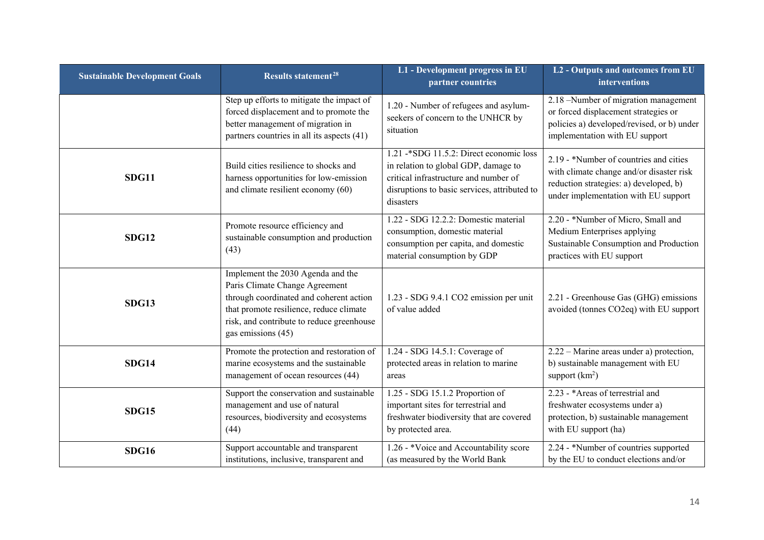| Sustainable Development Goals | Results statement[28] | L1 - Development progress in EU partner countries | L2 – Outputs and outcomes from EU interventions |
|---|---|---|---|
| | Step up efforts to mitigate the impact of forced displacement and to promote the better management of migration in partners countries in all its aspects (41) | 1.20 - Number of refugees and asylum-seekers of concern to the UNHCR by situation | 2.18 –Number of migration management or forced displacement strategies or policies a) developed/revised, or b) under implementation with EU support |
| **SDG11** | Build cities resilience to shocks and harness opportunities for low-emission and climate resilient economy (60) | 1.21 -*SDG 11.5.2: Direct economic loss in relation to global GDP, damage to critical infrastructure and number of disruptions to basic services, attributed to disasters | 2.19 - *Number of countries and cities with climate change and/or disaster risk reduction strategies: a) developed, b) under implementation with EU support |
| **SDG12** | Promote resource efficiency and sustainable consumption and production (43) | 1.22 - SDG 12.2.2: Domestic material consumption, domestic material consumption per capita, and domestic material consumption by GDP | 2.20 - *Number of Micro, Small and Medium Enterprises applying Sustainable Consumption and Production practices with EU support |
| **SDG13** | Implement the 2030 Agenda and the Paris Climate Change Agreement through coordinated and coherent action that promote resilience, reduce climate risk, and contribute to reduce greenhouse gas emissions (45) | 1.23 - SDG 9.4.1 $CO_2$ emission per unit of value added | 2.21 - Greenhouse Gas (GHG) emissions avoided (tonnes $CO_2$eq) with EU support |
| **SDG14** | Promote the protection and restoration of marine ecosystems and the sustainable management of ocean resources (44) | 1.24 - SDG 14.5.1: Coverage of protected areas in relation to marine areas | 2.22 – Marine areas under a) protection, b) sustainable management with EU support ($km^2$) |
| **SDG15** | Support the conservation and sustainable management and use of natural resources, biodiversity and ecosystems (44) | 1.25 - SDG 15.1.2 Proportion of important sites for terrestrial and freshwater biodiversity that are covered by protected area. | 2.23 - *Areas of terrestrial and freshwater ecosystems under a) protection, b) sustainable management with EU support (ha) |
| **SDG16** | Support accountable and transparent institutions, inclusive, transparent and | 1.26 - *Voice and Accountability score (as measured by the World Bank | 2.24 - *Number of countries supported by the EU to conduct elections and/or |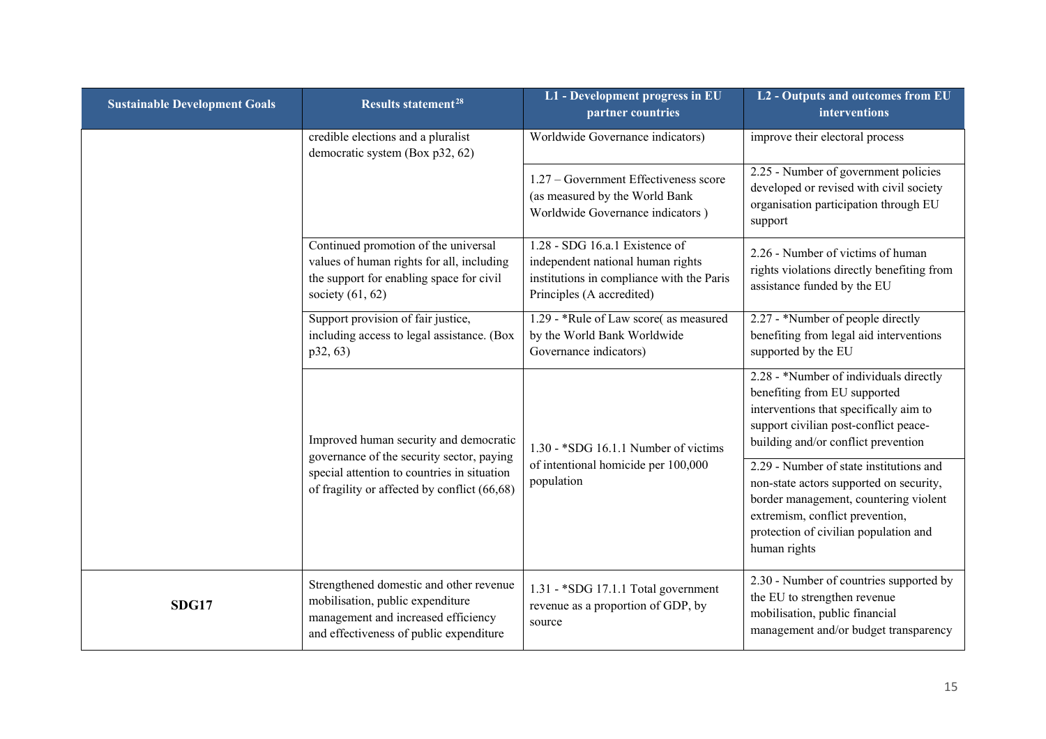| Sustainable Development Goals | Results statement[28] | L1 - Development progress in EU partner countries | L2 - Outputs and outcomes from EU interventions |
|---|---|---|---|
| | credible elections and a pluralist democratic system (Box p32, 62) | Worldwide Governance indicators) | improve their electoral process |
| | | 1.27 – Government Effectiveness score (as measured by the World Bank Worldwide Governance indicators ) | 2.25 - Number of government policies developed or revised with civil society organisation participation through EU support |
| | Continued promotion of the universal values of human rights for all, including the support for enabling space for civil society (61, 62) | 1.28 - SDG 16.a.1 Existence of independent national human rights institutions in compliance with the Paris Principles (A accredited) | 2.26 - Number of victims of human rights violations directly benefiting from assistance funded by the EU |
| | Support provision of fair justice, including access to legal assistance. (Box p32, 63) | 1.29 - *Rule of Law score( as measured by the World Bank Worldwide Governance indicators) | 2.27 - *Number of people directly benefiting from legal aid interventions supported by the EU |
| | Improved human security and democratic governance of the security sector, paying special attention to countries in situation of fragility or affected by conflict (66,68) | 1.30 - *SDG 16.1.1 Number of victims of intentional homicide per 100,000 population | 2.28 - *Number of individuals directly benefiting from EU supported interventions that specifically aim to support civilian post-conflict peace-building and/or conflict prevention |
| | | | 2.29 - Number of state institutions and non-state actors supported on security, border management, countering violent extremism, conflict prevention, protection of civilian population and human rights |
| **SDG17** | Strengthened domestic and other revenue mobilisation, public expenditure management and increased efficiency and effectiveness of public expenditure | 1.31 - *SDG 17.1.1 Total government revenue as a proportion of GDP, by source | 2.30 - Number of countries supported by the EU to strengthen revenue mobilisation, public financial management and/or budget transparency |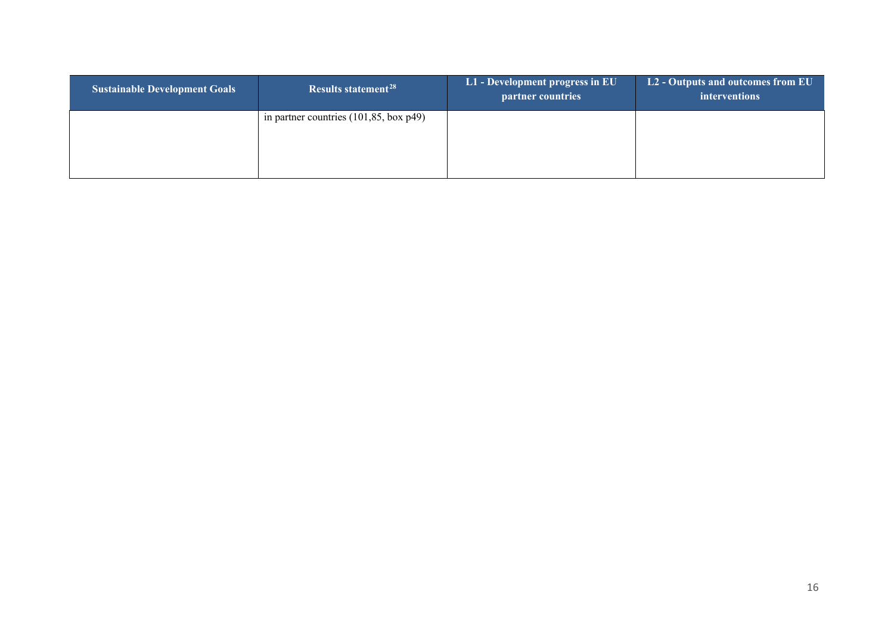| Sustainable Development Goals | Results statement[28] | L1 - Development progress in EU partner countries | L2 - Outputs and outcomes from EU interventions |
|---|---|---|---|
| | in partner countries (101,85, box p49) | | |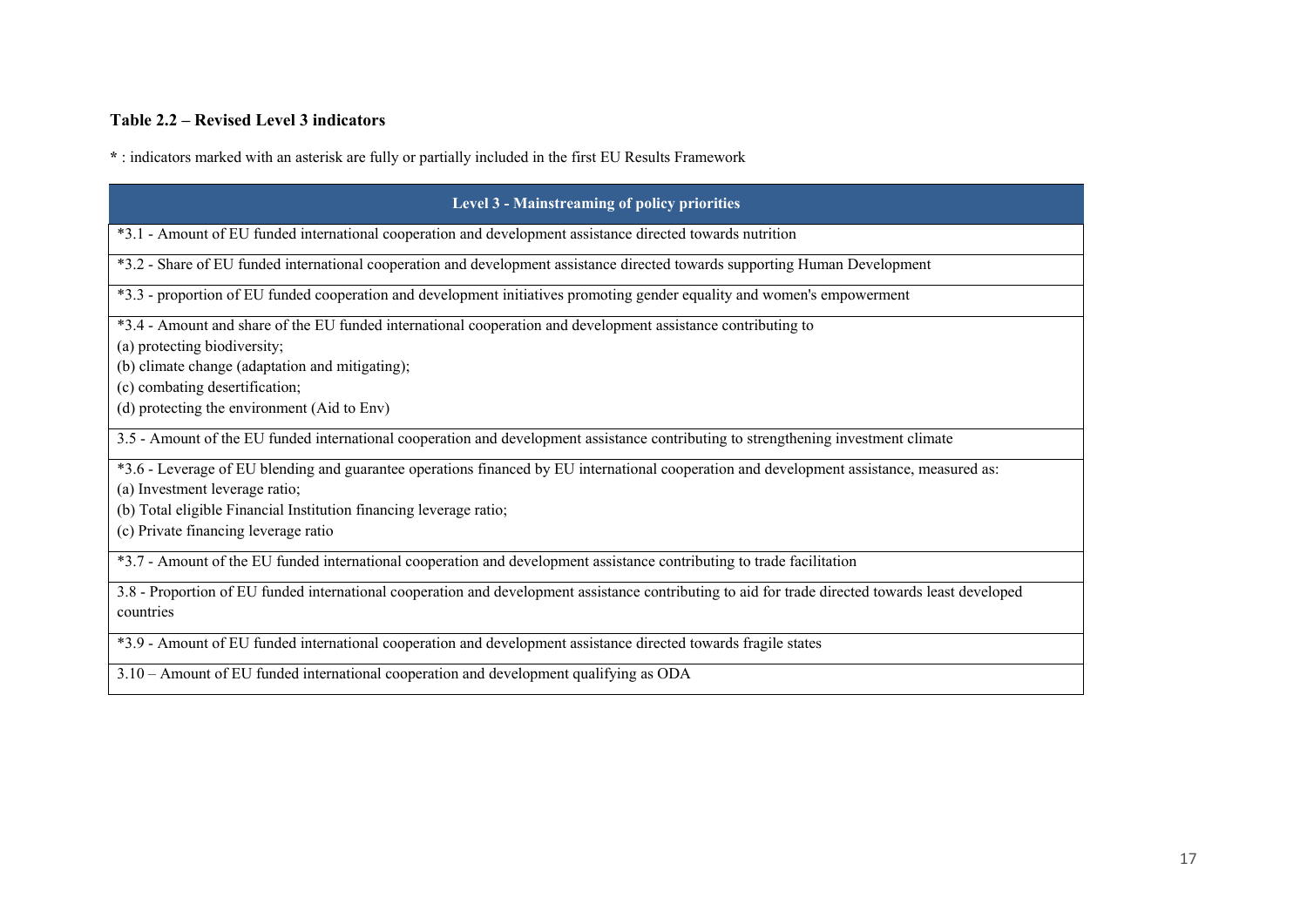**Table 2.2 – Revised Level 3 indicators**

**\*** : indicators marked with an asterisk are fully or partially included in the first EU Results Framework

| Level 3 - Mainstreaming of policy priorities |
|---|
| *3.1 - Amount of EU funded international cooperation and development assistance directed towards nutrition |
| *3.2 - Share of EU funded international cooperation and development assistance directed towards supporting Human Development |
| *3.3 - proportion of EU funded cooperation and development initiatives promoting gender equality and women's empowerment |
| *3.4 - Amount and share of the EU funded international cooperation and development assistance contributing to<br>(a) protecting biodiversity;<br>(b) climate change (adaptation and mitigating);<br>(c) combating desertification;<br>(d) protecting the environment (Aid to Env) |
| 3.5 - Amount of the EU funded international cooperation and development assistance contributing to strengthening investment climate |
| *3.6 - Leverage of EU blending and guarantee operations financed by EU international cooperation and development assistance, measured as:<br>(a) Investment leverage ratio;<br>(b) Total eligible Financial Institution financing leverage ratio;<br>(c) Private financing leverage ratio |
| *3.7 - Amount of the EU funded international cooperation and development assistance contributing to trade facilitation |
| 3.8 - Proportion of EU funded international cooperation and development assistance contributing to aid for trade directed towards least developed countries |
| *3.9 - Amount of EU funded international cooperation and development assistance directed towards fragile states |
| 3.10 – Amount of EU funded international cooperation and development qualifying as ODA |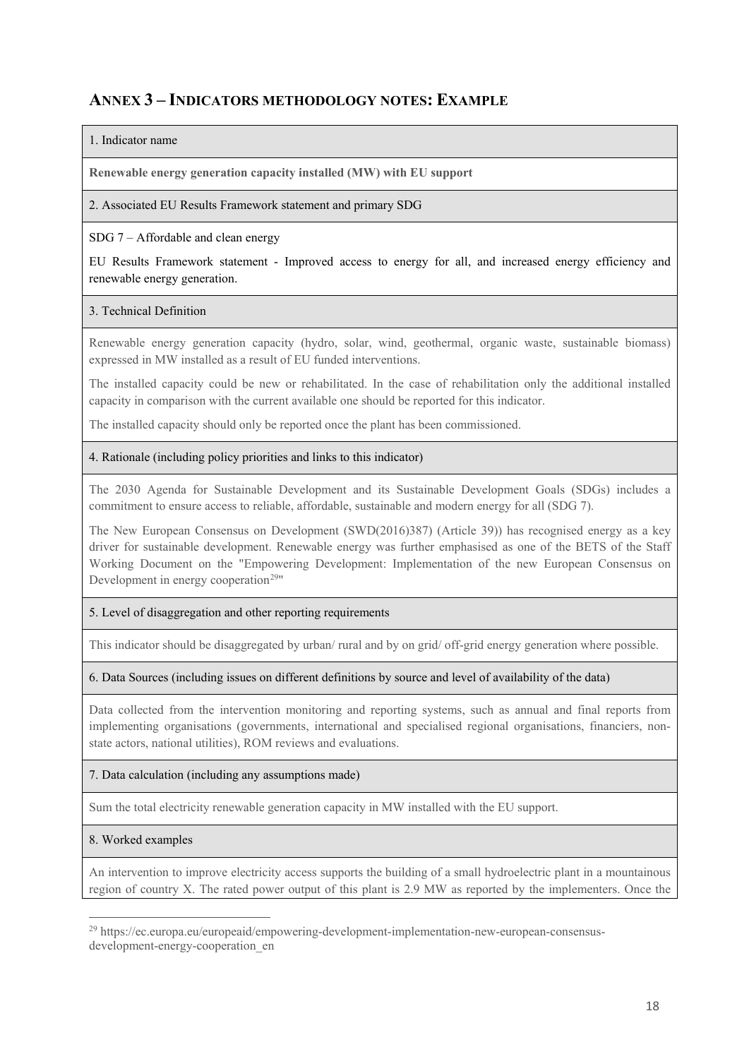## Annex 3 – Indicators methodology notes: Example

1. Indicator name

**Renewable energy generation capacity installed (MW) with EU support**

2. Associated EU Results Framework statement and primary SDG

SDG 7 – Affordable and clean energy

EU Results Framework statement - Improved access to energy for all, and increased energy efficiency and renewable energy generation.

3. Technical Definition

Renewable energy generation capacity (hydro, solar, wind, geothermal, organic waste, sustainable biomass) expressed in MW installed as a result of EU funded interventions.

The installed capacity could be new or rehabilitated. In the case of rehabilitation only the additional installed capacity in comparison with the current available one should be reported for this indicator.

The installed capacity should only be reported once the plant has been commissioned.

4. Rationale (including policy priorities and links to this indicator)

The 2030 Agenda for Sustainable Development and its Sustainable Development Goals (SDGs) includes a commitment to ensure access to reliable, affordable, sustainable and modern energy for all (SDG 7).

The New European Consensus on Development (SWD(2016)387) (Article 39)) has recognised energy as a key driver for sustainable development. Renewable energy was further emphasised as one of the BETS of the Staff Working Document on the "Empowering Development: Implementation of the new European Consensus on Development in energy cooperation[29]"

5. Level of disaggregation and other reporting requirements

This indicator should be disaggregated by urban/ rural and by on grid/ off-grid energy generation where possible.

6. Data Sources (including issues on different definitions by source and level of availability of the data)

Data collected from the intervention monitoring and reporting systems, such as annual and final reports from implementing organisations (governments, international and specialised regional organisations, financiers, non-state actors, national utilities), ROM reviews and evaluations.

7. Data calculation (including any assumptions made)

Sum the total electricity renewable generation capacity in MW installed with the EU support.

8. Worked examples

An intervention to improve electricity access supports the building of a small hydroelectric plant in a mountainous region of country X. The rated power output of this plant is 2.9 MW as reported by the implementers. Once the

---

[29] https://ec.europa.eu/europeaid/empowering-development-implementation-new-european-consensus-development-energy-cooperation_en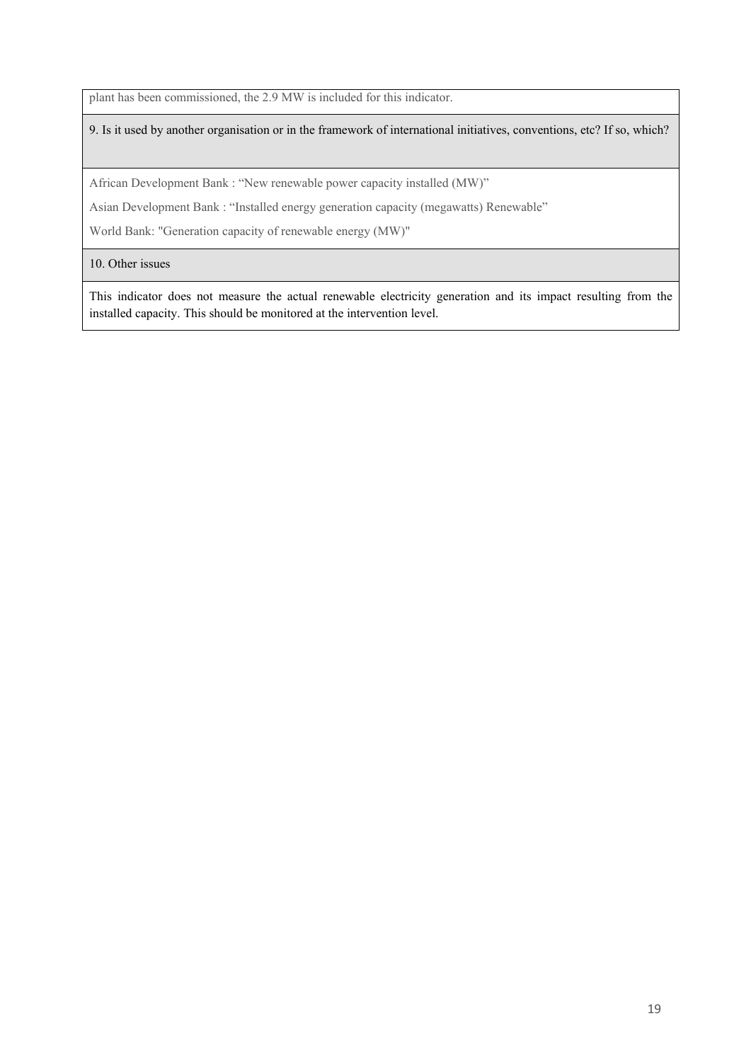plant has been commissioned, the 2.9 MW is included for this indicator.

9. Is it used by another organisation or in the framework of international initiatives, conventions, etc? If so, which?

African Development Bank : “New renewable power capacity installed (MW)”

Asian Development Bank : “Installed energy generation capacity (megawatts) Renewable”

World Bank: "Generation capacity of renewable energy (MW)"

10. Other issues

This indicator does not measure the actual renewable electricity generation and its impact resulting from the installed capacity. This should be monitored at the intervention level.